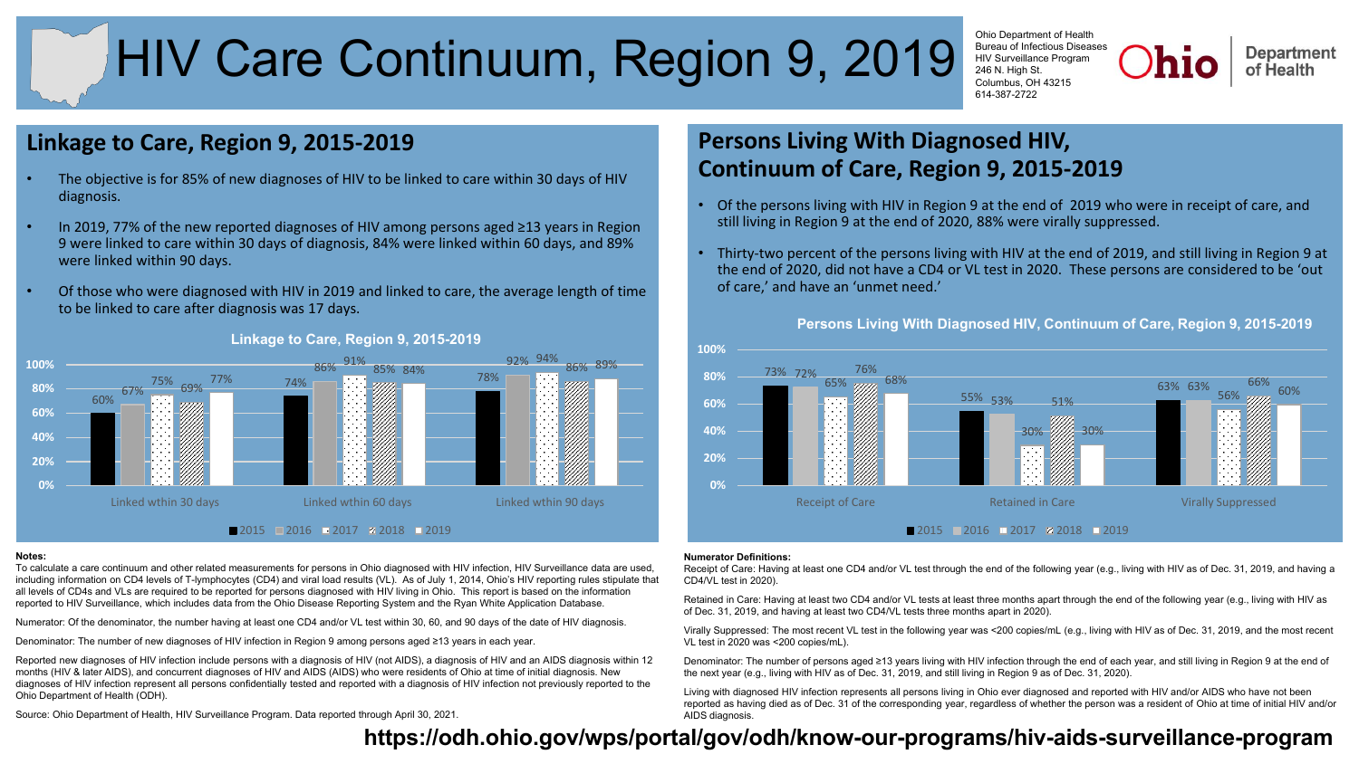# HIV Care Continuum, Region 9, 2019

Ohio Department of Health
Bureau of Infectious Diseases
HIV Surveillance Program
246 N. High St.
Columbus, OH 43215
614-387-2722

## Linkage to Care, Region 9, 2015-2019

- The objective is for 85% of new diagnoses of HIV to be linked to care within 30 days of HIV diagnosis.
- In 2019, 77% of the new reported diagnoses of HIV among persons aged ≥13 years in Region 9 were linked to care within 30 days of diagnosis, 84% were linked within 60 days, and 89% were linked within 90 days.
- Of those who were diagnosed with HIV in 2019 and linked to care, the average length of time to be linked to care after diagnosis was 17 days.

**Linkage to Care, Region 9, 2015-2019**

| | 2015 | 2016 | 2017 | 2018 | 2019 |
|---|---|---|---|---|---|
| Linked wthin 30 days | 60% | 67% | 75% | 69% | 77% |
| Linked wthin 60 days | 74% | 86% | 91% | 85% | 84% |
| Linked wthin 90 days | 78% | 92% | 94% | 86% | 89% |

## Persons Living With Diagnosed HIV, Continuum of Care, Region 9, 2015-2019

- Of the persons living with HIV in Region 9 at the end of 2019 who were in receipt of care, and still living in Region 9 at the end of 2020, 88% were virally suppressed.
- Thirty-two percent of the persons living with HIV at the end of 2019, and still living in Region 9 at the end of 2020, did not have a CD4 or VL test in 2020. These persons are considered to be 'out of care,' and have an 'unmet need.'

**Persons Living With Diagnosed HIV, Continuum of Care, Region 9, 2015-2019**

| | 2015 | 2016 | 2017 | 2018 | 2019 |
|---|---|---|---|---|---|
| Receipt of Care | 73% | 72% | 65% | 76% | 68% |
| Retained in Care | 55% | 53% | 30% | 51% | 30% |
| Virally Suppressed | 63% | 63% | 56% | 66% | 60% |

**Notes:**

To calculate a care continuum and other related measurements for persons in Ohio diagnosed with HIV infection, HIV Surveillance data are used, including information on CD4 levels of T-lymphocytes (CD4) and viral load results (VL). As of July 1, 2014, Ohio's HIV reporting rules stipulate that all levels of CD4s and VLs are required to be reported for persons diagnosed with HIV living in Ohio. This report is based on the information reported to HIV Surveillance, which includes data from the Ohio Disease Reporting System and the Ryan White Application Database.

Numerator: Of the denominator, the number having at least one CD4 and/or VL test within 30, 60, and 90 days of the date of HIV diagnosis.

Denominator: The number of new diagnoses of HIV infection in Region 9 among persons aged ≥13 years in each year.

Reported new diagnoses of HIV infection include persons with a diagnosis of HIV (not AIDS), a diagnosis of HIV and an AIDS diagnosis within 12 months (HIV & later AIDS), and concurrent diagnoses of HIV and AIDS (AIDS) who were residents of Ohio at time of initial diagnosis. New diagnoses of HIV infection represent all persons confidentially tested and reported with a diagnosis of HIV infection not previously reported to the Ohio Department of Health (ODH).

Source: Ohio Department of Health, HIV Surveillance Program. Data reported through April 30, 2021.

**Numerator Definitions:**

Receipt of Care: Having at least one CD4 and/or VL test through the end of the following year (e.g., living with HIV as of Dec. 31, 2019, and having a CD4/VL test in 2020).

Retained in Care: Having at least two CD4 and/or VL tests at least three months apart through the end of the following year (e.g., living with HIV as of Dec. 31, 2019, and having at least two CD4/VL tests three months apart in 2020).

Virally Suppressed: The most recent VL test in the following year was <200 copies/mL (e.g., living with HIV as of Dec. 31, 2019, and the most recent VL test in 2020 was <200 copies/mL).

Denominator: The number of persons aged ≥13 years living with HIV infection through the end of each year, and still living in Region 9 at the end of the next year (e.g., living with HIV as of Dec. 31, 2019, and still living in Region 9 as of Dec. 31, 2020).

Living with diagnosed HIV infection represents all persons living in Ohio ever diagnosed and reported with HIV and/or AIDS who have not been reported as having died as of Dec. 31 of the corresponding year, regardless of whether the person was a resident of Ohio at time of initial HIV and/or AIDS diagnosis.

**https://odh.ohio.gov/wps/portal/gov/odh/know-our-programs/hiv-aids-surveillance-program**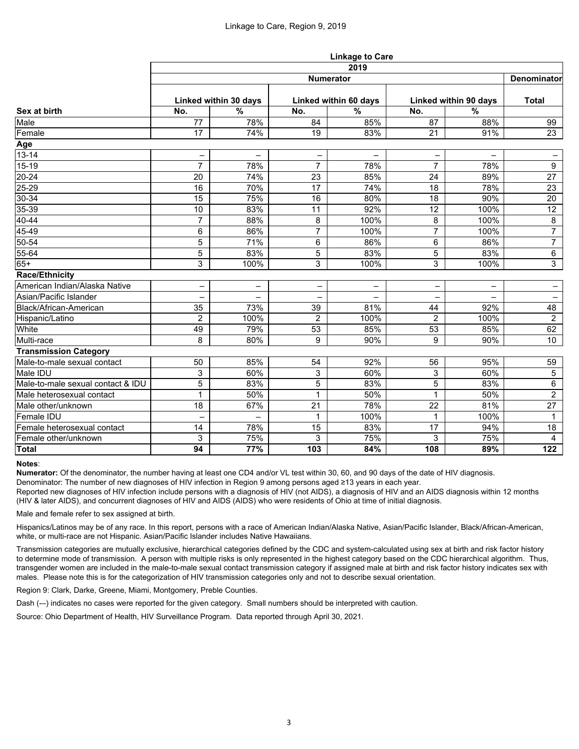# Linkage to Care, Region 9, 2019

| | Linkage to Care | | | | | | |
|---|---|---|---|---|---|---|---|
| | 2019 | | | | | | |
| | Numerator | | | | | | Denominator |
| | Linked within 30 days | | Linked within 60 days | | Linked within 90 days | | Total |
| **Sex at birth** | **No.** | **%** | **No.** | **%** | **No.** | **%** | |
| Male | 77 | 78% | 84 | 85% | 87 | 88% | 99 |
| Female | 17 | 74% | 19 | 83% | 21 | 91% | 23 |
| **Age** | | | | | | | |
| 13-14 | – | – | – | – | – | – | – |
| 15-19 | 7 | 78% | 7 | 78% | 7 | 78% | 9 |
| 20-24 | 20 | 74% | 23 | 85% | 24 | 89% | 27 |
| 25-29 | 16 | 70% | 17 | 74% | 18 | 78% | 23 |
| 30-34 | 15 | 75% | 16 | 80% | 18 | 90% | 20 |
| 35-39 | 10 | 83% | 11 | 92% | 12 | 100% | 12 |
| 40-44 | 7 | 88% | 8 | 100% | 8 | 100% | 8 |
| 45-49 | 6 | 86% | 7 | 100% | 7 | 100% | 7 |
| 50-54 | 5 | 71% | 6 | 86% | 6 | 86% | 7 |
| 55-64 | 5 | 83% | 5 | 83% | 5 | 83% | 6 |
| 65+ | 3 | 100% | 3 | 100% | 3 | 100% | 3 |
| **Race/Ethnicity** | | | | | | | |
| American Indian/Alaska Native | – | – | – | – | – | – | – |
| Asian/Pacific Islander | – | – | – | – | – | – | – |
| Black/African-American | 35 | 73% | 39 | 81% | 44 | 92% | 48 |
| Hispanic/Latino | 2 | 100% | 2 | 100% | 2 | 100% | 2 |
| White | 49 | 79% | 53 | 85% | 53 | 85% | 62 |
| Multi-race | 8 | 80% | 9 | 90% | 9 | 90% | 10 |
| **Transmission Category** | | | | | | | |
| Male-to-male sexual contact | 50 | 85% | 54 | 92% | 56 | 95% | 59 |
| Male IDU | 3 | 60% | 3 | 60% | 3 | 60% | 5 |
| Male-to-male sexual contact & IDU | 5 | 83% | 5 | 83% | 5 | 83% | 6 |
| Male heterosexual contact | 1 | 50% | 1 | 50% | 1 | 50% | 2 |
| Male other/unknown | 18 | 67% | 21 | 78% | 22 | 81% | 27 |
| Female IDU | – | – | 1 | 100% | 1 | 100% | 1 |
| Female heterosexual contact | 14 | 78% | 15 | 83% | 17 | 94% | 18 |
| Female other/unknown | 3 | 75% | 3 | 75% | 3 | 75% | 4 |
| **Total** | **94** | **77%** | **103** | **84%** | **108** | **89%** | **122** |

**Notes**:

**Numerator:** Of the denominator, the number having at least one CD4 and/or VL test within 30, 60, and 90 days of the date of HIV diagnosis.

Denominator: The number of new diagnoses of HIV infection in Region 9 among persons aged ≥13 years in each year.

Reported new diagnoses of HIV infection include persons with a diagnosis of HIV (not AIDS), a diagnosis of HIV and an AIDS diagnosis within 12 months (HIV & later AIDS), and concurrent diagnoses of HIV and AIDS (AIDS) who were residents of Ohio at time of initial diagnosis.

Male and female refer to sex assigned at birth.

Hispanics/Latinos may be of any race. In this report, persons with a race of American Indian/Alaska Native, Asian/Pacific Islander, Black/African-American, white, or multi-race are not Hispanic. Asian/Pacific Islander includes Native Hawaiians.

Transmission categories are mutually exclusive, hierarchical categories defined by the CDC and system-calculated using sex at birth and risk factor history to determine mode of transmission. A person with multiple risks is only represented in the highest category based on the CDC hierarchical algorithm. Thus, transgender women are included in the male-to-male sexual contact transmission category if assigned male at birth and risk factor history indicates sex with males. Please note this is for the categorization of HIV transmission categories only and not to describe sexual orientation.

Region 9: Clark, Darke, Greene, Miami, Montgomery, Preble Counties.

Dash (–) indicates no cases were reported for the given category. Small numbers should be interpreted with caution.

Source: Ohio Department of Health, HIV Surveillance Program. Data reported through April 30, 2021.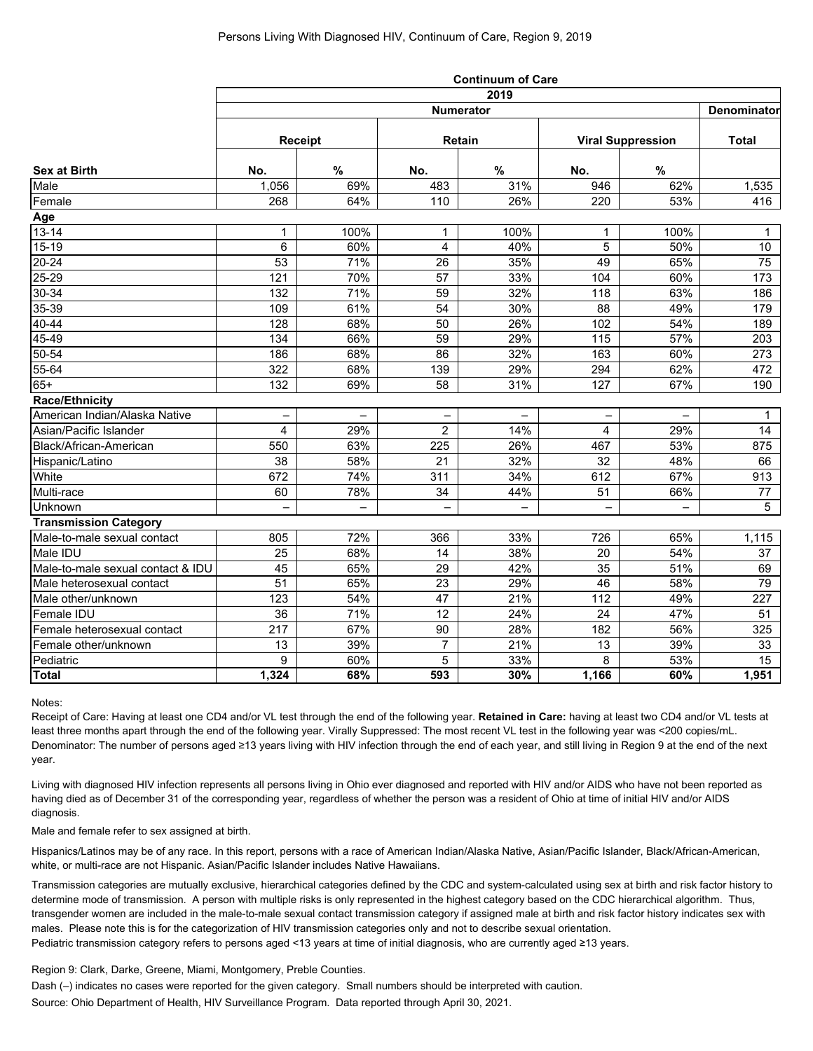# Persons Living With Diagnosed HIV, Continuum of Care, Region 9, 2019

| | Continuum of Care | | | | | | |
|---|---|---|---|---|---|---|---|
| | 2019 | | | | | | |
| | Numerator | | | | | | Denominator |
| | Receipt | | Retain | | Viral Suppression | | Total |
| **Sex at Birth** | No. | % | No. | % | No. | % | |
| Male | 1,056 | 69% | 483 | 31% | 946 | 62% | 1,535 |
| Female | 268 | 64% | 110 | 26% | 220 | 53% | 416 |
| **Age** | | | | | | | |
| 13-14 | 1 | 100% | 1 | 100% | 1 | 100% | 1 |
| 15-19 | 6 | 60% | 4 | 40% | 5 | 50% | 10 |
| 20-24 | 53 | 71% | 26 | 35% | 49 | 65% | 75 |
| 25-29 | 121 | 70% | 57 | 33% | 104 | 60% | 173 |
| 30-34 | 132 | 71% | 59 | 32% | 118 | 63% | 186 |
| 35-39 | 109 | 61% | 54 | 30% | 88 | 49% | 179 |
| 40-44 | 128 | 68% | 50 | 26% | 102 | 54% | 189 |
| 45-49 | 134 | 66% | 59 | 29% | 115 | 57% | 203 |
| 50-54 | 186 | 68% | 86 | 32% | 163 | 60% | 273 |
| 55-64 | 322 | 68% | 139 | 29% | 294 | 62% | 472 |
| 65+ | 132 | 69% | 58 | 31% | 127 | 67% | 190 |
| **Race/Ethnicity** | | | | | | | |
| American Indian/Alaska Native | – | – | – | – | – | – | 1 |
| Asian/Pacific Islander | 4 | 29% | 2 | 14% | 4 | 29% | 14 |
| Black/African-American | 550 | 63% | 225 | 26% | 467 | 53% | 875 |
| Hispanic/Latino | 38 | 58% | 21 | 32% | 32 | 48% | 66 |
| White | 672 | 74% | 311 | 34% | 612 | 67% | 913 |
| Multi-race | 60 | 78% | 34 | 44% | 51 | 66% | 77 |
| Unknown | – | – | – | – | – | – | 5 |
| **Transmission Category** | | | | | | | |
| Male-to-male sexual contact | 805 | 72% | 366 | 33% | 726 | 65% | 1,115 |
| Male IDU | 25 | 68% | 14 | 38% | 20 | 54% | 37 |
| Male-to-male sexual contact & IDU | 45 | 65% | 29 | 42% | 35 | 51% | 69 |
| Male heterosexual contact | 51 | 65% | 23 | 29% | 46 | 58% | 79 |
| Male other/unknown | 123 | 54% | 47 | 21% | 112 | 49% | 227 |
| Female IDU | 36 | 71% | 12 | 24% | 24 | 47% | 51 |
| Female heterosexual contact | 217 | 67% | 90 | 28% | 182 | 56% | 325 |
| Female other/unknown | 13 | 39% | 7 | 21% | 13 | 39% | 33 |
| Pediatric | 9 | 60% | 5 | 33% | 8 | 53% | 15 |
| **Total** | **1,324** | **68%** | **593** | **30%** | **1,166** | **60%** | **1,951** |

Notes:

Receipt of Care: Having at least one CD4 and/or VL test through the end of the following year. **Retained in Care:** having at least two CD4 and/or VL tests at least three months apart through the end of the following year. Virally Suppressed: The most recent VL test in the following year was <200 copies/mL. Denominator: The number of persons aged ≥13 years living with HIV infection through the end of each year, and still living in Region 9 at the end of the next year.

Living with diagnosed HIV infection represents all persons living in Ohio ever diagnosed and reported with HIV and/or AIDS who have not been reported as having died as of December 31 of the corresponding year, regardless of whether the person was a resident of Ohio at time of initial HIV and/or AIDS diagnosis.

Male and female refer to sex assigned at birth.

Hispanics/Latinos may be of any race. In this report, persons with a race of American Indian/Alaska Native, Asian/Pacific Islander, Black/African-American, white, or multi-race are not Hispanic. Asian/Pacific Islander includes Native Hawaiians.

Transmission categories are mutually exclusive, hierarchical categories defined by the CDC and system-calculated using sex at birth and risk factor history to determine mode of transmission. A person with multiple risks is only represented in the highest category based on the CDC hierarchical algorithm. Thus, transgender women are included in the male-to-male sexual contact transmission category if assigned male at birth and risk factor history indicates sex with males. Please note this is for the categorization of HIV transmission categories only and not to describe sexual orientation.
Pediatric transmission category refers to persons aged <13 years at time of initial diagnosis, who are currently aged ≥13 years.

Region 9: Clark, Darke, Greene, Miami, Montgomery, Preble Counties.

Dash (–) indicates no cases were reported for the given category. Small numbers should be interpreted with caution.

Source: Ohio Department of Health, HIV Surveillance Program. Data reported through April 30, 2021.